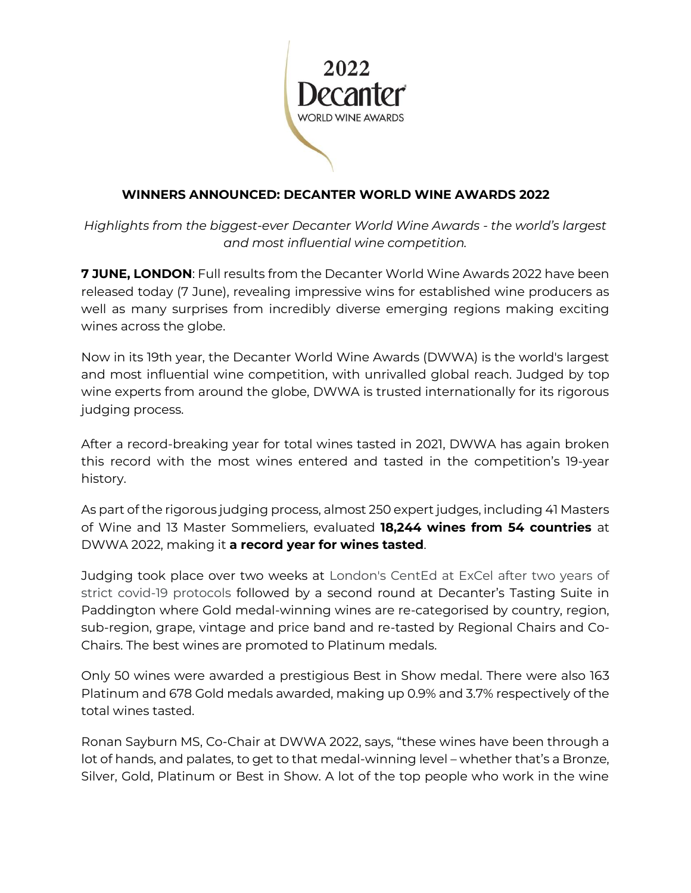2022 Decanter WORLD WINE AWARDS

## WINNERS ANNOUNCED: DECANTER WORLD WINE AWARDS 2022

*Highlights from the biggest-ever Decanter World Wine Awards - the world's largest and most influential wine competition.*

**7 JUNE, LONDON**: Full results from the Decanter World Wine Awards 2022 have been released today (7 June), revealing impressive wins for established wine producers as well as many surprises from incredibly diverse emerging regions making exciting wines across the globe.

Now in its 19th year, the Decanter World Wine Awards (DWWA) is the world's largest and most influential wine competition, with unrivalled global reach. Judged by top wine experts from around the globe, DWWA is trusted internationally for its rigorous judging process.

After a record-breaking year for total wines tasted in 2021, DWWA has again broken this record with the most wines entered and tasted in the competition's 19-year history.

As part of the rigorous judging process, almost 250 expert judges, including 41 Masters of Wine and 13 Master Sommeliers, evaluated **18,244 wines from 54 countries** at DWWA 2022, making it **a record year for wines tasted**.

Judging took place over two weeks at London's CentEd at ExCel after two years of strict covid-19 protocols followed by a second round at Decanter's Tasting Suite in Paddington where Gold medal-winning wines are re-categorised by country, region, sub-region, grape, vintage and price band and re-tasted by Regional Chairs and Co-Chairs. The best wines are promoted to Platinum medals.

Only 50 wines were awarded a prestigious Best in Show medal. There were also 163 Platinum and 678 Gold medals awarded, making up 0.9% and 3.7% respectively of the total wines tasted.

Ronan Sayburn MS, Co-Chair at DWWA 2022, says, "these wines have been through a lot of hands, and palates, to get to that medal-winning level – whether that's a Bronze, Silver, Gold, Platinum or Best in Show. A lot of the top people who work in the wine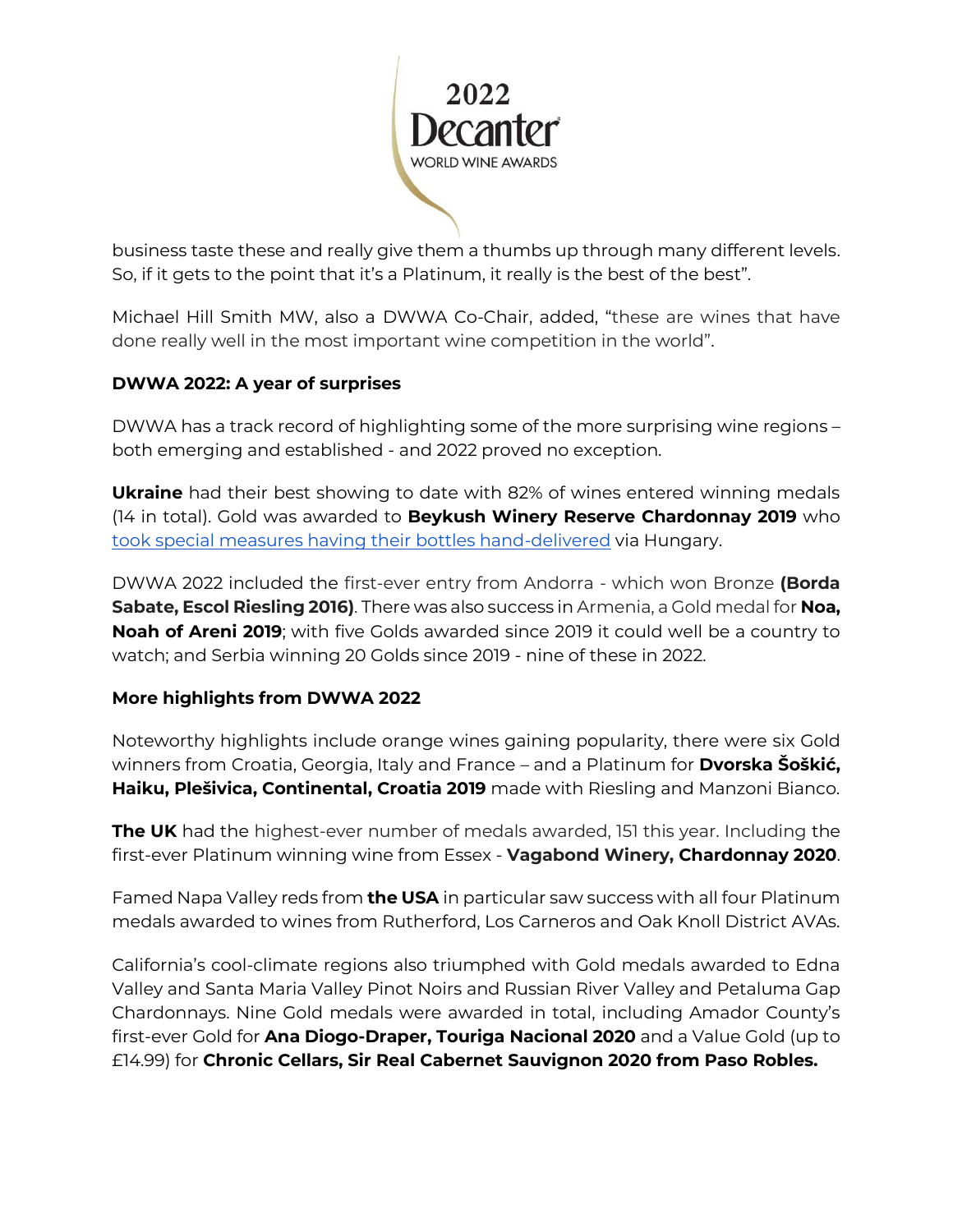business taste these and really give them a thumbs up through many different levels. So, if it gets to the point that it's a Platinum, it really is the best of the best".

Michael Hill Smith MW, also a DWWA Co-Chair, added, "these are wines that have done really well in the most important wine competition in the world".

**DWWA 2022: A year of surprises**

DWWA has a track record of highlighting some of the more surprising wine regions – both emerging and established - and 2022 proved no exception.

**Ukraine** had their best showing to date with 82% of wines entered winning medals (14 in total). Gold was awarded to **Beykush Winery Reserve Chardonnay 2019** who took special measures having their bottles hand-delivered via Hungary.

DWWA 2022 included the first-ever entry from Andorra - which won Bronze **(Borda Sabate, Escol Riesling 2016)**. There was also success in Armenia, a Gold medal for **Noa, Noah of Areni 2019**; with five Golds awarded since 2019 it could well be a country to watch; and Serbia winning 20 Golds since 2019 - nine of these in 2022.

**More highlights from DWWA 2022**

Noteworthy highlights include orange wines gaining popularity, there were six Gold winners from Croatia, Georgia, Italy and France – and a Platinum for **Dvorska Šoškić, Haiku, Plešivica, Continental, Croatia 2019** made with Riesling and Manzoni Bianco.

**The UK** had the highest-ever number of medals awarded, 151 this year. Including the first-ever Platinum winning wine from Essex - **Vagabond Winery, Chardonnay 2020**.

Famed Napa Valley reds from **the USA** in particular saw success with all four Platinum medals awarded to wines from Rutherford, Los Carneros and Oak Knoll District AVAs.

California's cool-climate regions also triumphed with Gold medals awarded to Edna Valley and Santa Maria Valley Pinot Noirs and Russian River Valley and Petaluma Gap Chardonnays. Nine Gold medals were awarded in total, including Amador County's first-ever Gold for **Ana Diogo-Draper, Touriga Nacional 2020** and a Value Gold (up to £14.99) for **Chronic Cellars, Sir Real Cabernet Sauvignon 2020 from Paso Robles.**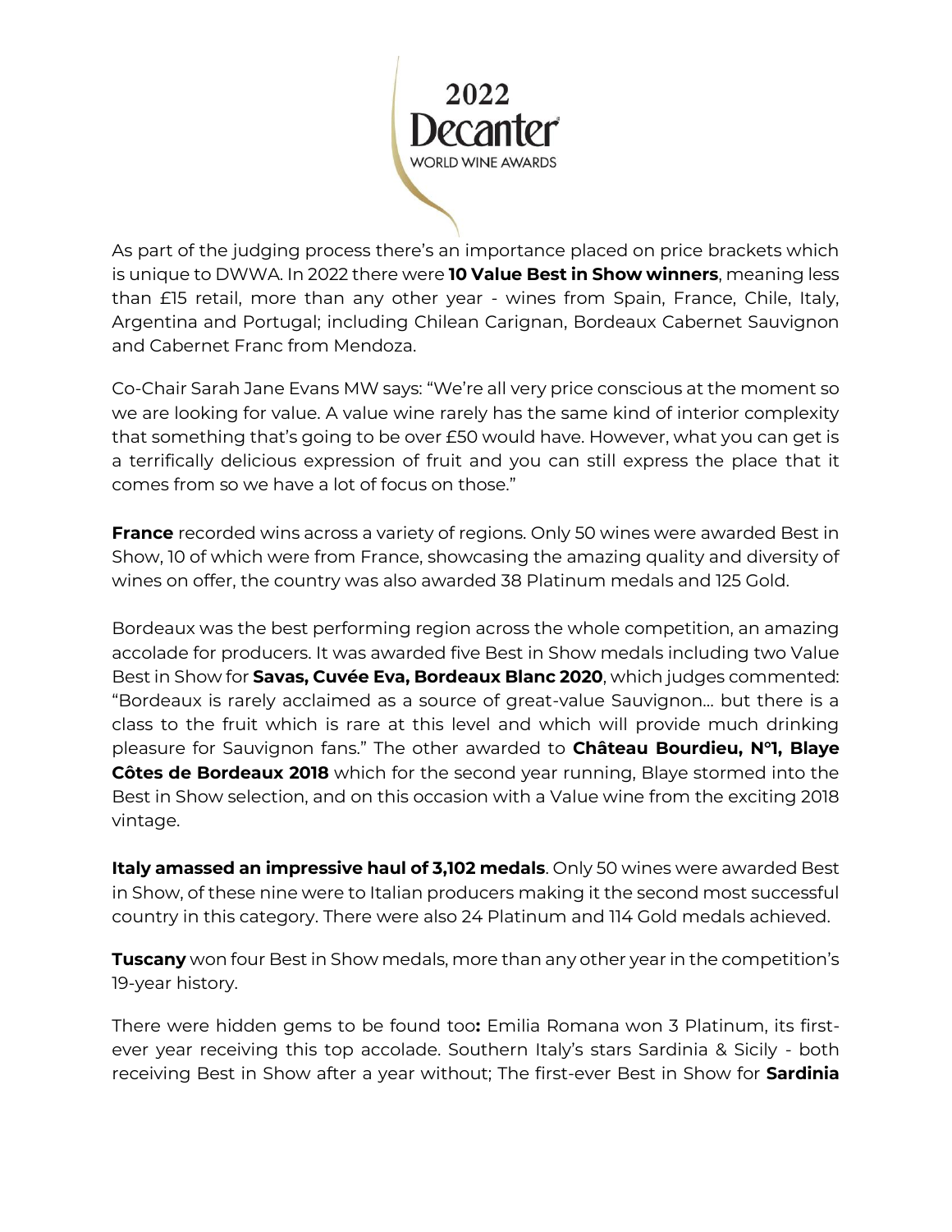As part of the judging process there's an importance placed on price brackets which is unique to DWWA. In 2022 there were **10 Value Best in Show winners**, meaning less than £15 retail, more than any other year - wines from Spain, France, Chile, Italy, Argentina and Portugal; including Chilean Carignan, Bordeaux Cabernet Sauvignon and Cabernet Franc from Mendoza.

Co-Chair Sarah Jane Evans MW says: "We're all very price conscious at the moment so we are looking for value. A value wine rarely has the same kind of interior complexity that something that's going to be over £50 would have. However, what you can get is a terrifically delicious expression of fruit and you can still express the place that it comes from so we have a lot of focus on those."

**France** recorded wins across a variety of regions. Only 50 wines were awarded Best in Show, 10 of which were from France, showcasing the amazing quality and diversity of wines on offer, the country was also awarded 38 Platinum medals and 125 Gold.

Bordeaux was the best performing region across the whole competition, an amazing accolade for producers. It was awarded five Best in Show medals including two Value Best in Show for **Savas, Cuvée Eva, Bordeaux Blanc 2020**, which judges commented: "Bordeaux is rarely acclaimed as a source of great-value Sauvignon… but there is a class to the fruit which is rare at this level and which will provide much drinking pleasure for Sauvignon fans." The other awarded to **Château Bourdieu, N°1, Blaye Côtes de Bordeaux 2018** which for the second year running, Blaye stormed into the Best in Show selection, and on this occasion with a Value wine from the exciting 2018 vintage.

**Italy amassed an impressive haul of 3,102 medals**. Only 50 wines were awarded Best in Show, of these nine were to Italian producers making it the second most successful country in this category. There were also 24 Platinum and 114 Gold medals achieved.

**Tuscany** won four Best in Show medals, more than any other year in the competition's 19-year history.

There were hidden gems to be found too**:** Emilia Romana won 3 Platinum, its first-ever year receiving this top accolade. Southern Italy's stars Sardinia & Sicily - both receiving Best in Show after a year without; The first-ever Best in Show for **Sardinia**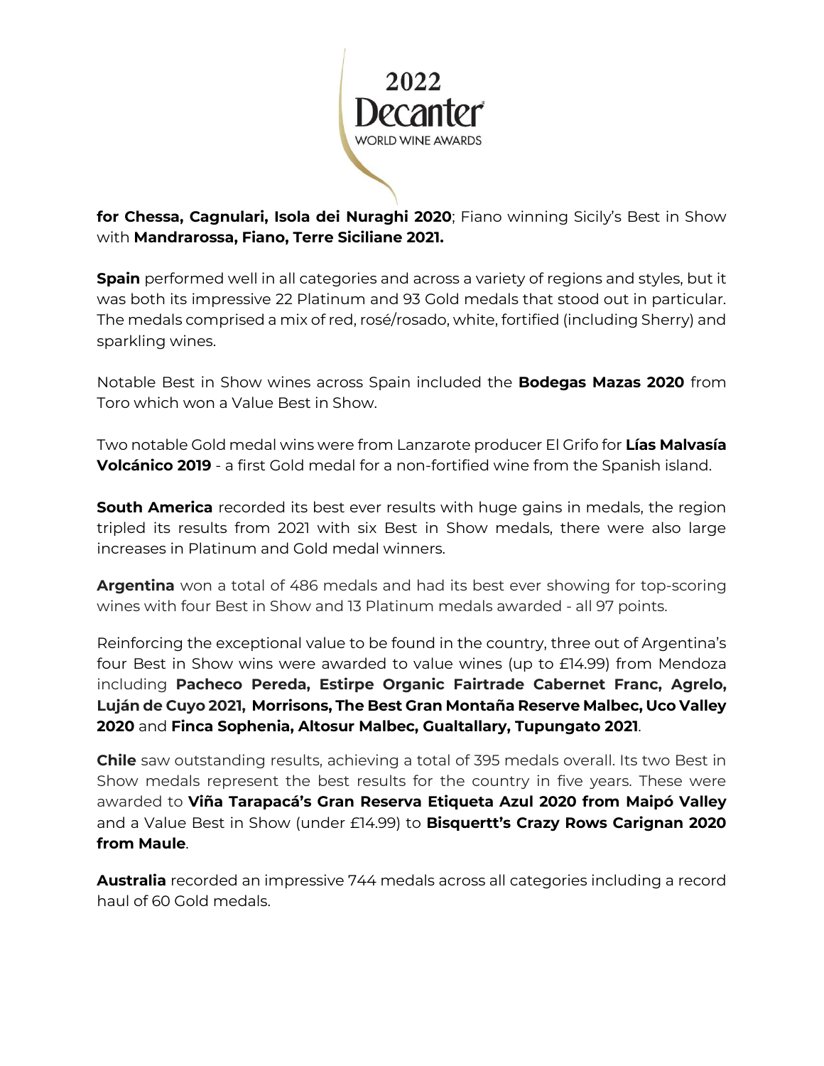**for Chessa, Cagnulari, Isola dei Nuraghi 2020**; Fiano winning Sicily's Best in Show with **Mandrarossa, Fiano, Terre Siciliane 2021.**

**Spain** performed well in all categories and across a variety of regions and styles, but it was both its impressive 22 Platinum and 93 Gold medals that stood out in particular. The medals comprised a mix of red, rosé/rosado, white, fortified (including Sherry) and sparkling wines.

Notable Best in Show wines across Spain included the **Bodegas Mazas 2020** from Toro which won a Value Best in Show.

Two notable Gold medal wins were from Lanzarote producer El Grifo for **Lías Malvasía Volcánico 2019** - a first Gold medal for a non-fortified wine from the Spanish island.

**South America** recorded its best ever results with huge gains in medals, the region tripled its results from 2021 with six Best in Show medals, there were also large increases in Platinum and Gold medal winners.

**Argentina** won a total of 486 medals and had its best ever showing for top-scoring wines with four Best in Show and 13 Platinum medals awarded - all 97 points.

Reinforcing the exceptional value to be found in the country, three out of Argentina's four Best in Show wins were awarded to value wines (up to £14.99) from Mendoza including **Pacheco Pereda, Estirpe Organic Fairtrade Cabernet Franc, Agrelo, Luján de Cuyo 2021, Morrisons, The Best Gran Montaña Reserve Malbec, Uco Valley 2020** and **Finca Sophenia, Altosur Malbec, Gualtallary, Tupungato 2021**.

**Chile** saw outstanding results, achieving a total of 395 medals overall. Its two Best in Show medals represent the best results for the country in five years. These were awarded to **Viña Tarapacá's Gran Reserva Etiqueta Azul 2020 from Maipó Valley** and a Value Best in Show (under £14.99) to **Bisquertt's Crazy Rows Carignan 2020 from Maule**.

**Australia** recorded an impressive 744 medals across all categories including a record haul of 60 Gold medals.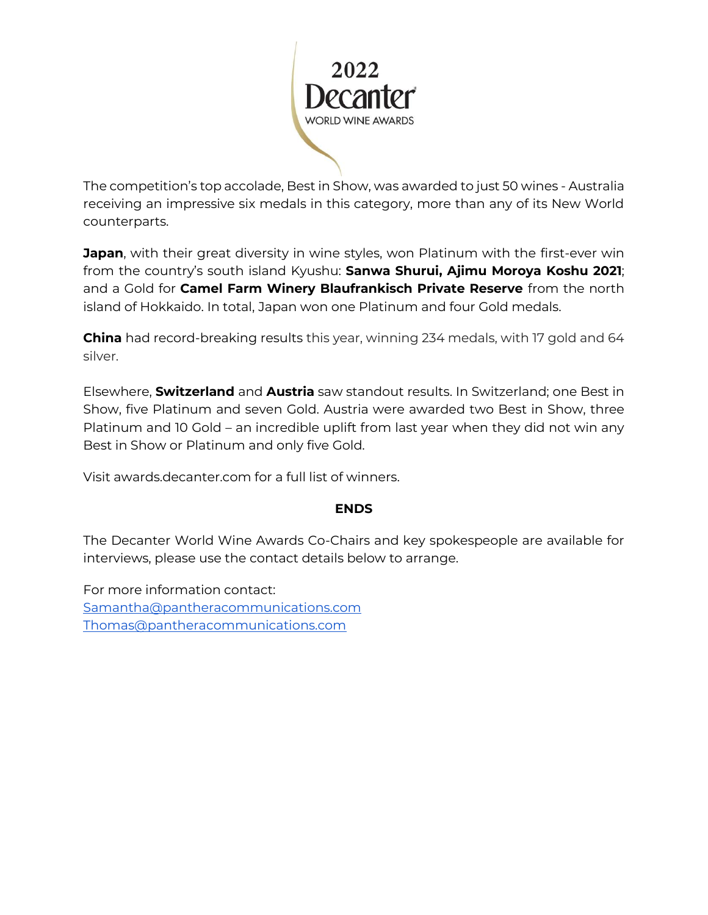The competition's top accolade, Best in Show, was awarded to just 50 wines - Australia receiving an impressive six medals in this category, more than any of its New World counterparts.

**Japan**, with their great diversity in wine styles, won Platinum with the first-ever win from the country's south island Kyushu: **Sanwa Shurui, Ajimu Moroya Koshu 2021**; and a Gold for **Camel Farm Winery Blaufrankisch Private Reserve** from the north island of Hokkaido. In total, Japan won one Platinum and four Gold medals.

**China** had record-breaking results this year, winning 234 medals, with 17 gold and 64 silver.

Elsewhere, **Switzerland** and **Austria** saw standout results. In Switzerland; one Best in Show, five Platinum and seven Gold. Austria were awarded two Best in Show, three Platinum and 10 Gold – an incredible uplift from last year when they did not win any Best in Show or Platinum and only five Gold.

Visit awards.decanter.com for a full list of winners.

**ENDS**

The Decanter World Wine Awards Co-Chairs and key spokespeople are available for interviews, please use the contact details below to arrange.

For more information contact:
Samantha@pantheracommunications.com
Thomas@pantheracommunications.com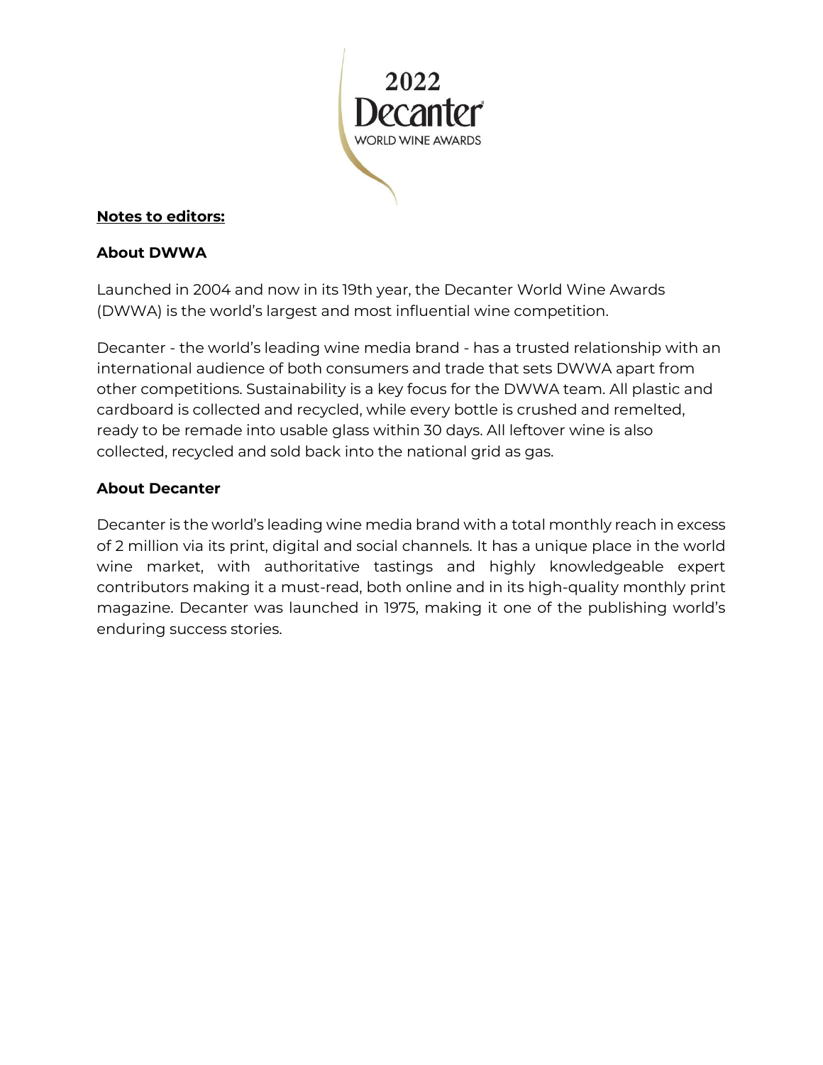**Notes to editors:**

**About DWWA**

Launched in 2004 and now in its 19th year, the Decanter World Wine Awards (DWWA) is the world's largest and most influential wine competition.

Decanter - the world's leading wine media brand - has a trusted relationship with an international audience of both consumers and trade that sets DWWA apart from other competitions. Sustainability is a key focus for the DWWA team. All plastic and cardboard is collected and recycled, while every bottle is crushed and remelted, ready to be remade into usable glass within 30 days. All leftover wine is also collected, recycled and sold back into the national grid as gas.

**About Decanter**

Decanter is the world's leading wine media brand with a total monthly reach in excess of 2 million via its print, digital and social channels. It has a unique place in the world wine market, with authoritative tastings and highly knowledgeable expert contributors making it a must-read, both online and in its high-quality monthly print magazine. Decanter was launched in 1975, making it one of the publishing world's enduring success stories.